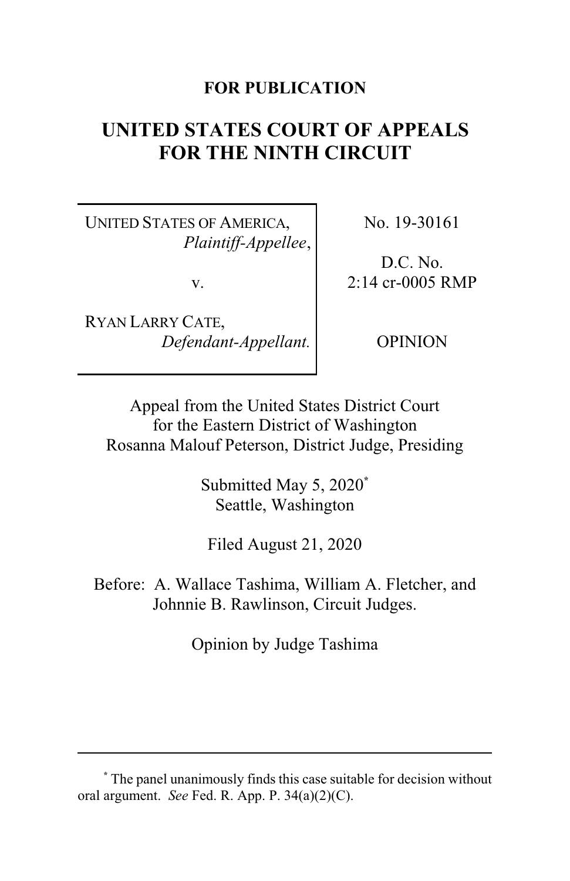**FOR PUBLICATION**

# UNITED STATES COURT OF APPEALS FOR THE NINTH CIRCUIT

| | |
|---|---|
| UNITED STATES OF AMERICA, *Plaintiff-Appellee*, v. RYAN LARRY CATE, *Defendant-Appellant.* | No. 19-30161 D.C. No. 2:14 cr-0005 RMP OPINION |

Appeal from the United States District Court for the Eastern District of Washington
Rosanna Malouf Peterson, District Judge, Presiding

Submitted May 5, 2020[*]
Seattle, Washington

Filed August 21, 2020

Before: A. Wallace Tashima, William A. Fletcher, and Johnnie B. Rawlinson, Circuit Judges.

Opinion by Judge Tashima

---

[*] The panel unanimously finds this case suitable for decision without oral argument. *See* Fed. R. App. P. 34(a)(2)(C).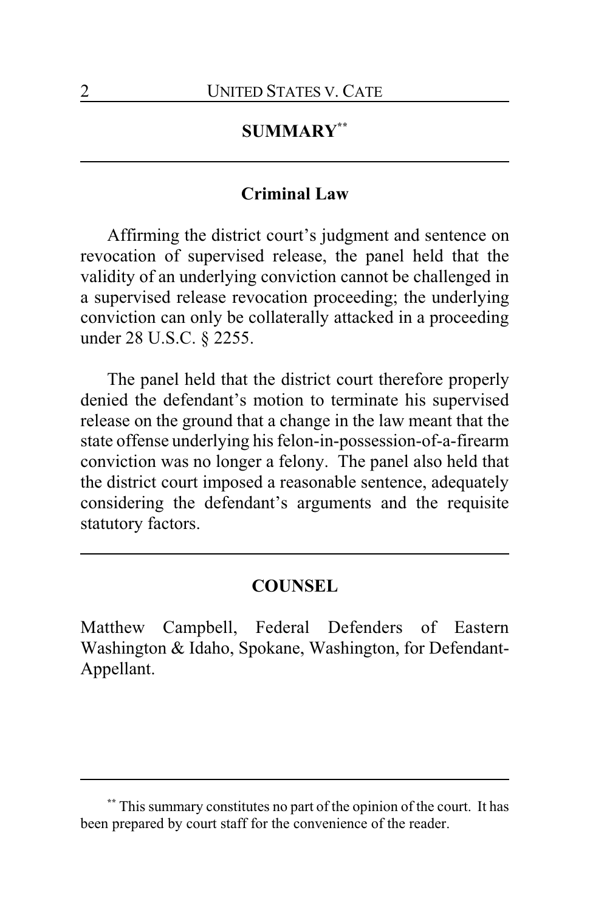## SUMMARY[**]

### Criminal Law

Affirming the district court's judgment and sentence on revocation of supervised release, the panel held that the validity of an underlying conviction cannot be challenged in a supervised release revocation proceeding; the underlying conviction can only be collaterally attacked in a proceeding under 28 U.S.C. § 2255.

The panel held that the district court therefore properly denied the defendant's motion to terminate his supervised release on the ground that a change in the law meant that the state offense underlying his felon-in-possession-of-a-firearm conviction was no longer a felony. The panel also held that the district court imposed a reasonable sentence, adequately considering the defendant's arguments and the requisite statutory factors.

## COUNSEL

Matthew Campbell, Federal Defenders of Eastern Washington & Idaho, Spokane, Washington, for Defendant-Appellant.

---

[**] This summary constitutes no part of the opinion of the court. It has been prepared by court staff for the convenience of the reader.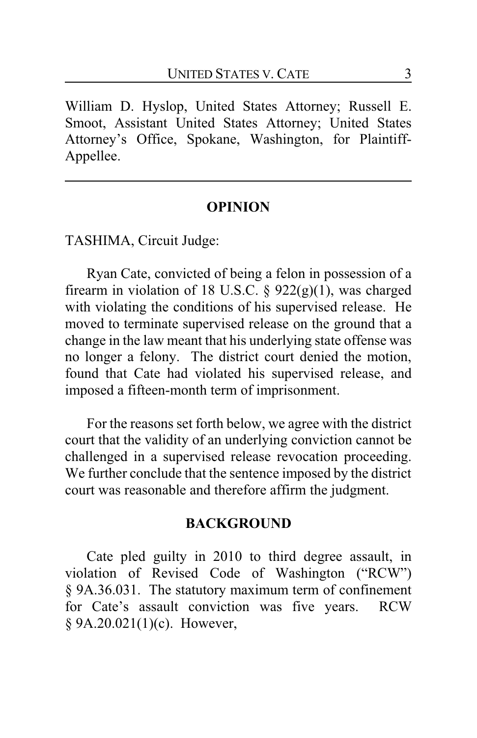William D. Hyslop, United States Attorney; Russell E. Smoot, Assistant United States Attorney; United States Attorney's Office, Spokane, Washington, for Plaintiff-Appellee.

---

## OPINION

TASHIMA, Circuit Judge:

Ryan Cate, convicted of being a felon in possession of a firearm in violation of 18 U.S.C. § 922(g)(1), was charged with violating the conditions of his supervised release. He moved to terminate supervised release on the ground that a change in the law meant that his underlying state offense was no longer a felony. The district court denied the motion, found that Cate had violated his supervised release, and imposed a fifteen-month term of imprisonment.

For the reasons set forth below, we agree with the district court that the validity of an underlying conviction cannot be challenged in a supervised release revocation proceeding. We further conclude that the sentence imposed by the district court was reasonable and therefore affirm the judgment.

## BACKGROUND

Cate pled guilty in 2010 to third degree assault, in violation of Revised Code of Washington ("RCW") § 9A.36.031. The statutory maximum term of confinement for Cate's assault conviction was five years. RCW § 9A.20.021(1)(c). However,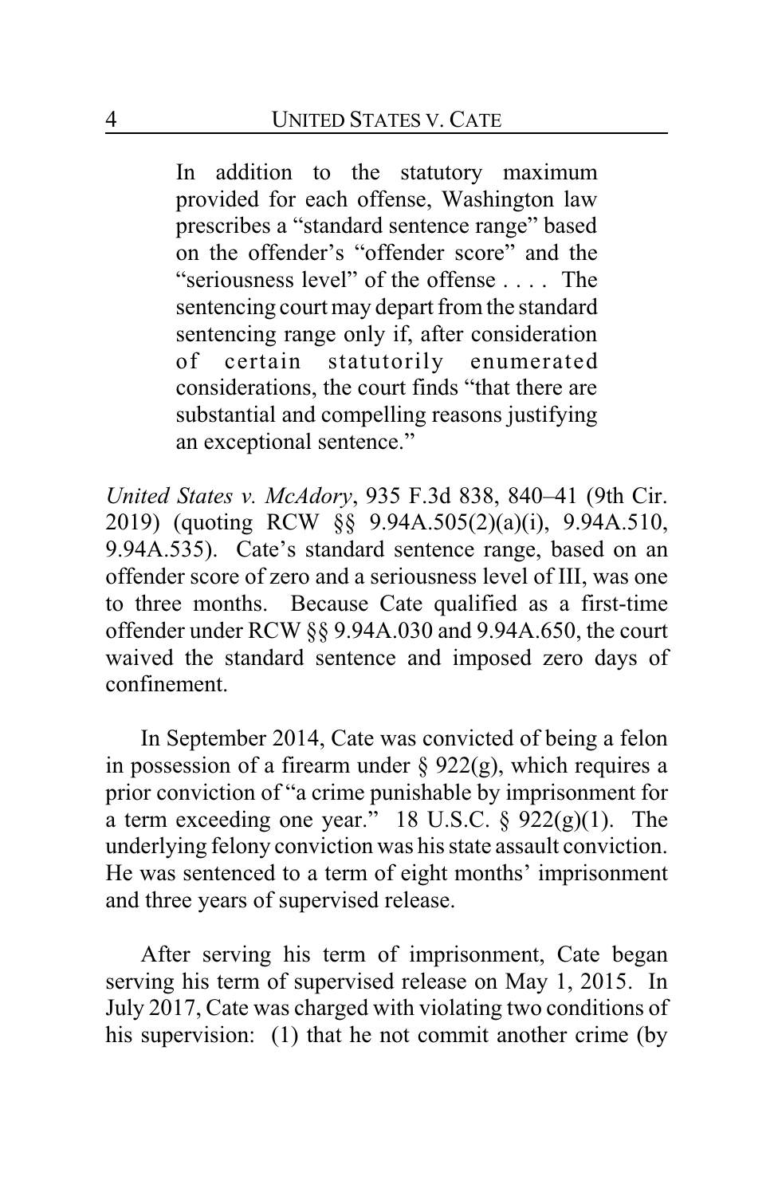> In addition to the statutory maximum provided for each offense, Washington law prescribes a "standard sentence range" based on the offender's "offender score" and the "seriousness level" of the offense . . . . The sentencing court may depart from the standard sentencing range only if, after consideration of certain statutorily enumerated considerations, the court finds "that there are substantial and compelling reasons justifying an exceptional sentence."

*United States v. McAdory*, 935 F.3d 838, 840–41 (9th Cir. 2019) (quoting RCW §§ 9.94A.505(2)(a)(i), 9.94A.510, 9.94A.535). Cate's standard sentence range, based on an offender score of zero and a seriousness level of III, was one to three months. Because Cate qualified as a first-time offender under RCW §§ 9.94A.030 and 9.94A.650, the court waived the standard sentence and imposed zero days of confinement.

In September 2014, Cate was convicted of being a felon in possession of a firearm under § 922(g), which requires a prior conviction of "a crime punishable by imprisonment for a term exceeding one year." 18 U.S.C. § 922(g)(1). The underlying felony conviction was his state assault conviction. He was sentenced to a term of eight months' imprisonment and three years of supervised release.

After serving his term of imprisonment, Cate began serving his term of supervised release on May 1, 2015. In July 2017, Cate was charged with violating two conditions of his supervision: (1) that he not commit another crime (by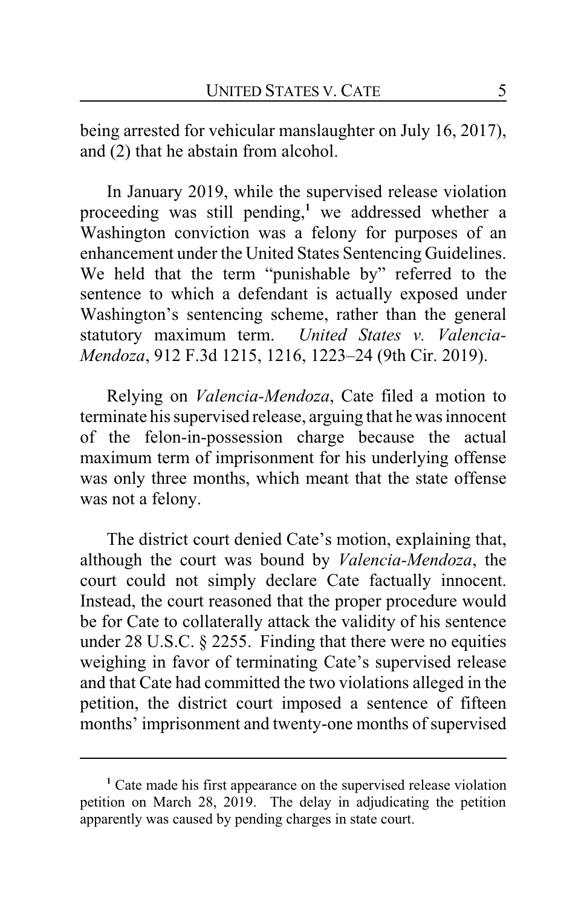being arrested for vehicular manslaughter on July 16, 2017), and (2) that he abstain from alcohol.

In January 2019, while the supervised release violation proceeding was still pending,[1] we addressed whether a Washington conviction was a felony for purposes of an enhancement under the United States Sentencing Guidelines. We held that the term "punishable by" referred to the sentence to which a defendant is actually exposed under Washington's sentencing scheme, rather than the general statutory maximum term. *United States v. Valencia-Mendoza*, 912 F.3d 1215, 1216, 1223–24 (9th Cir. 2019).

Relying on *Valencia-Mendoza*, Cate filed a motion to terminate his supervised release, arguing that he was innocent of the felon-in-possession charge because the actual maximum term of imprisonment for his underlying offense was only three months, which meant that the state offense was not a felony.

The district court denied Cate's motion, explaining that, although the court was bound by *Valencia-Mendoza*, the court could not simply declare Cate factually innocent. Instead, the court reasoned that the proper procedure would be for Cate to collaterally attack the validity of his sentence under 28 U.S.C. § 2255. Finding that there were no equities weighing in favor of terminating Cate's supervised release and that Cate had committed the two violations alleged in the petition, the district court imposed a sentence of fifteen months' imprisonment and twenty-one months of supervised

---

[1] Cate made his first appearance on the supervised release violation petition on March 28, 2019. The delay in adjudicating the petition apparently was caused by pending charges in state court.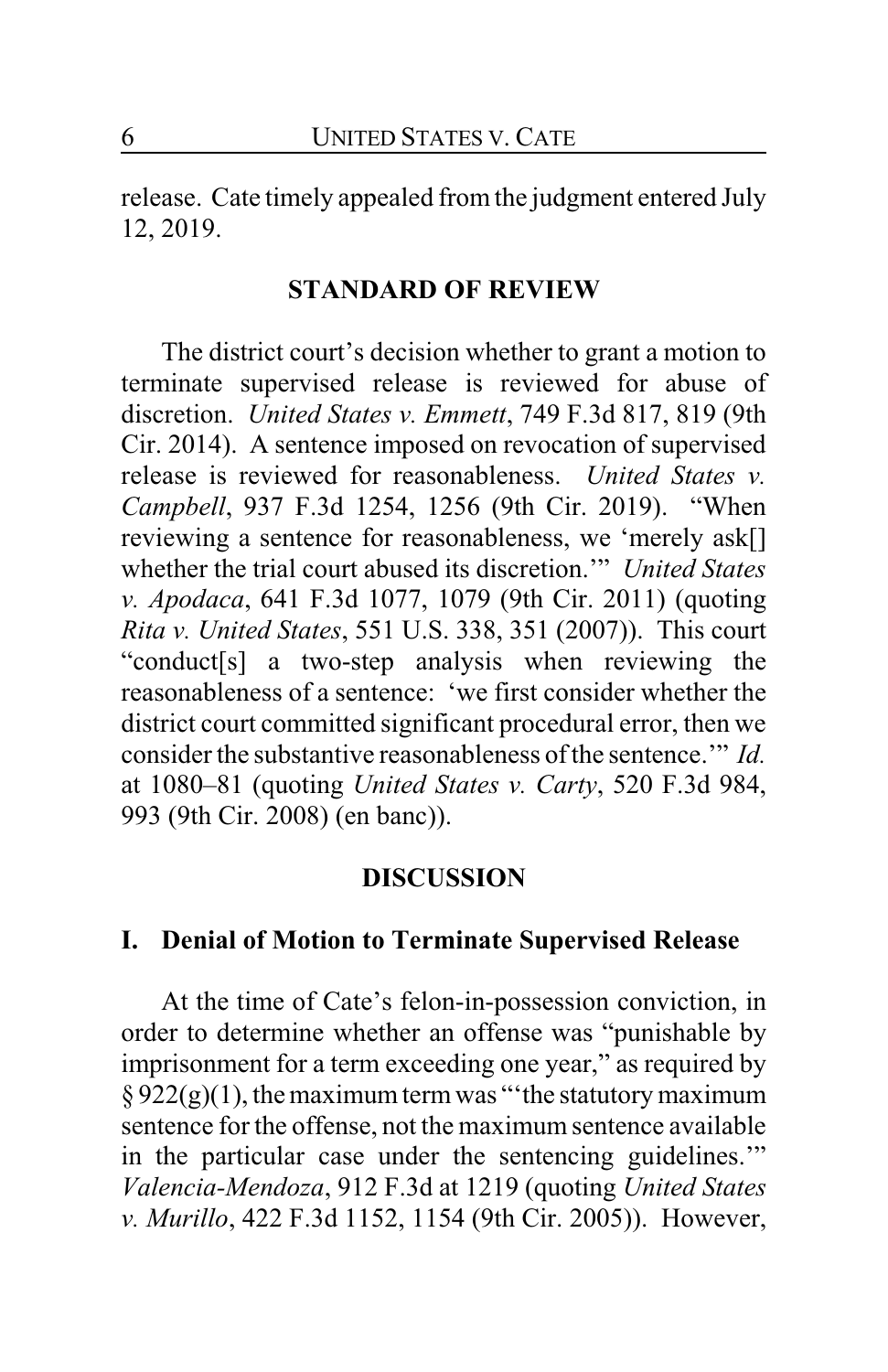release. Cate timely appealed from the judgment entered July 12, 2019.

## STANDARD OF REVIEW

The district court's decision whether to grant a motion to terminate supervised release is reviewed for abuse of discretion. *United States v. Emmett*, 749 F.3d 817, 819 (9th Cir. 2014). A sentence imposed on revocation of supervised release is reviewed for reasonableness. *United States v. Campbell*, 937 F.3d 1254, 1256 (9th Cir. 2019). "When reviewing a sentence for reasonableness, we 'merely ask[] whether the trial court abused its discretion.'" *United States v. Apodaca*, 641 F.3d 1077, 1079 (9th Cir. 2011) (quoting *Rita v. United States*, 551 U.S. 338, 351 (2007)). This court "conduct[s] a two-step analysis when reviewing the reasonableness of a sentence: 'we first consider whether the district court committed significant procedural error, then we consider the substantive reasonableness of the sentence.'" *Id.* at 1080–81 (quoting *United States v. Carty*, 520 F.3d 984, 993 (9th Cir. 2008) (en banc)).

## DISCUSSION

### I. Denial of Motion to Terminate Supervised Release

At the time of Cate's felon-in-possession conviction, in order to determine whether an offense was "punishable by imprisonment for a term exceeding one year," as required by § 922(g)(1), the maximum term was "'the statutory maximum sentence for the offense, not the maximum sentence available in the particular case under the sentencing guidelines.'" *Valencia-Mendoza*, 912 F.3d at 1219 (quoting *United States v. Murillo*, 422 F.3d 1152, 1154 (9th Cir. 2005)). However,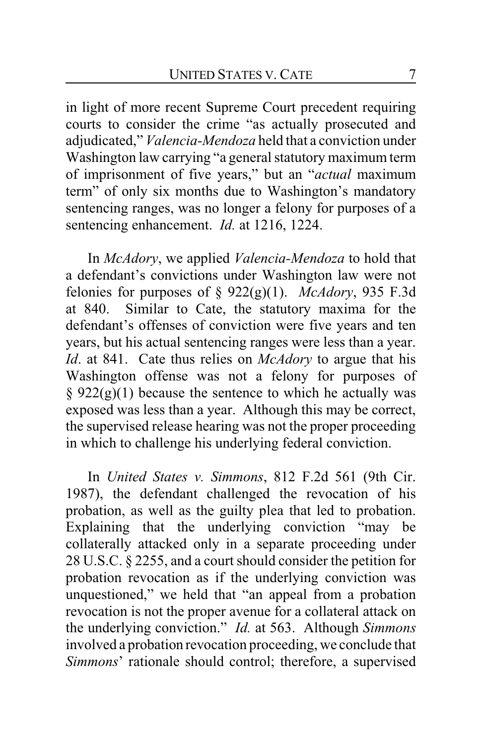in light of more recent Supreme Court precedent requiring courts to consider the crime "as actually prosecuted and adjudicated," *Valencia-Mendoza* held that a conviction under Washington law carrying "a general statutory maximum term of imprisonment of five years," but an "*actual* maximum term" of only six months due to Washington's mandatory sentencing ranges, was no longer a felony for purposes of a sentencing enhancement. *Id.* at 1216, 1224.

In *McAdory*, we applied *Valencia-Mendoza* to hold that a defendant's convictions under Washington law were not felonies for purposes of § 922(g)(1). *McAdory*, 935 F.3d at 840. Similar to Cate, the statutory maxima for the defendant's offenses of conviction were five years and ten years, but his actual sentencing ranges were less than a year. *Id*. at 841. Cate thus relies on *McAdory* to argue that his Washington offense was not a felony for purposes of § 922(g)(1) because the sentence to which he actually was exposed was less than a year. Although this may be correct, the supervised release hearing was not the proper proceeding in which to challenge his underlying federal conviction.

In *United States v. Simmons*, 812 F.2d 561 (9th Cir. 1987), the defendant challenged the revocation of his probation, as well as the guilty plea that led to probation. Explaining that the underlying conviction "may be collaterally attacked only in a separate proceeding under 28 U.S.C. § 2255, and a court should consider the petition for probation revocation as if the underlying conviction was unquestioned," we held that "an appeal from a probation revocation is not the proper avenue for a collateral attack on the underlying conviction." *Id.* at 563. Although *Simmons* involved a probation revocation proceeding, we conclude that *Simmons*' rationale should control; therefore, a supervised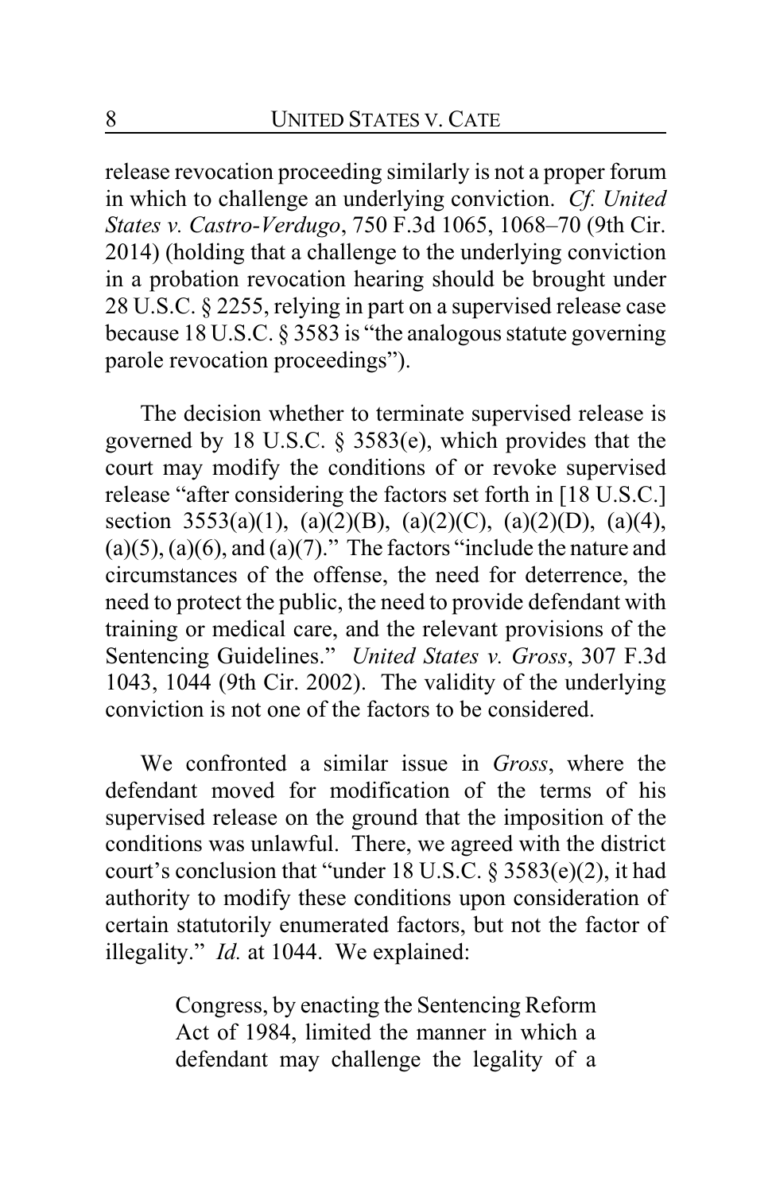release revocation proceeding similarly is not a proper forum in which to challenge an underlying conviction. *Cf. United States v. Castro-Verdugo*, 750 F.3d 1065, 1068–70 (9th Cir. 2014) (holding that a challenge to the underlying conviction in a probation revocation hearing should be brought under 28 U.S.C. § 2255, relying in part on a supervised release case because 18 U.S.C. § 3583 is "the analogous statute governing parole revocation proceedings").

The decision whether to terminate supervised release is governed by 18 U.S.C. § 3583(e), which provides that the court may modify the conditions of or revoke supervised release "after considering the factors set forth in [18 U.S.C.] section 3553(a)(1), (a)(2)(B), (a)(2)(C), (a)(2)(D), (a)(4), (a)(5), (a)(6), and (a)(7)." The factors "include the nature and circumstances of the offense, the need for deterrence, the need to protect the public, the need to provide defendant with training or medical care, and the relevant provisions of the Sentencing Guidelines." *United States v. Gross*, 307 F.3d 1043, 1044 (9th Cir. 2002). The validity of the underlying conviction is not one of the factors to be considered.

We confronted a similar issue in *Gross*, where the defendant moved for modification of the terms of his supervised release on the ground that the imposition of the conditions was unlawful. There, we agreed with the district court's conclusion that "under 18 U.S.C. § 3583(e)(2), it had authority to modify these conditions upon consideration of certain statutorily enumerated factors, but not the factor of illegality." *Id.* at 1044. We explained:

> Congress, by enacting the Sentencing Reform Act of 1984, limited the manner in which a defendant may challenge the legality of a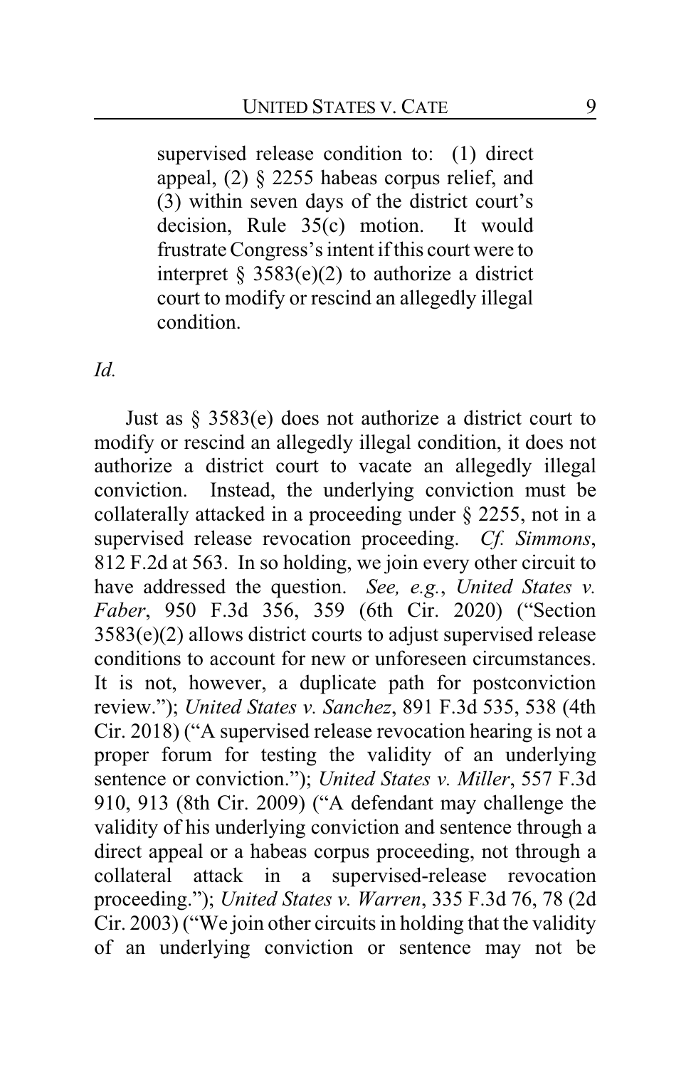> supervised release condition to: (1) direct appeal, (2) § 2255 habeas corpus relief, and (3) within seven days of the district court's decision, Rule 35(c) motion. It would frustrate Congress's intent if this court were to interpret § 3583(e)(2) to authorize a district court to modify or rescind an allegedly illegal condition.

*Id.*

Just as § 3583(e) does not authorize a district court to modify or rescind an allegedly illegal condition, it does not authorize a district court to vacate an allegedly illegal conviction. Instead, the underlying conviction must be collaterally attacked in a proceeding under § 2255, not in a supervised release revocation proceeding. *Cf. Simmons*, 812 F.2d at 563. In so holding, we join every other circuit to have addressed the question. *See, e.g.*, *United States v. Faber*, 950 F.3d 356, 359 (6th Cir. 2020) ("Section 3583(e)(2) allows district courts to adjust supervised release conditions to account for new or unforeseen circumstances. It is not, however, a duplicate path for postconviction review."); *United States v. Sanchez*, 891 F.3d 535, 538 (4th Cir. 2018) ("A supervised release revocation hearing is not a proper forum for testing the validity of an underlying sentence or conviction."); *United States v. Miller*, 557 F.3d 910, 913 (8th Cir. 2009) ("A defendant may challenge the validity of his underlying conviction and sentence through a direct appeal or a habeas corpus proceeding, not through a collateral attack in a supervised-release revocation proceeding."); *United States v. Warren*, 335 F.3d 76, 78 (2d Cir. 2003) ("We join other circuits in holding that the validity of an underlying conviction or sentence may not be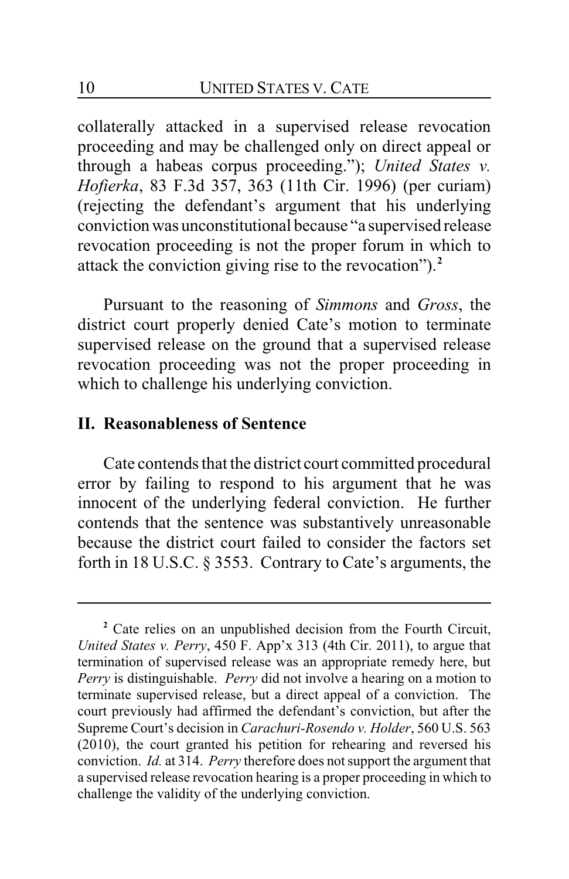collaterally attacked in a supervised release revocation proceeding and may be challenged only on direct appeal or through a habeas corpus proceeding."); *United States v. Hofierka*, 83 F.3d 357, 363 (11th Cir. 1996) (per curiam) (rejecting the defendant's argument that his underlying conviction was unconstitutional because "a supervised release revocation proceeding is not the proper forum in which to attack the conviction giving rise to the revocation").[2]

Pursuant to the reasoning of *Simmons* and *Gross*, the district court properly denied Cate's motion to terminate supervised release on the ground that a supervised release revocation proceeding was not the proper proceeding in which to challenge his underlying conviction.

## II. Reasonableness of Sentence

Cate contends that the district court committed procedural error by failing to respond to his argument that he was innocent of the underlying federal conviction. He further contends that the sentence was substantively unreasonable because the district court failed to consider the factors set forth in 18 U.S.C. § 3553. Contrary to Cate's arguments, the

---

[2] Cate relies on an unpublished decision from the Fourth Circuit, *United States v. Perry*, 450 F. App'x 313 (4th Cir. 2011), to argue that termination of supervised release was an appropriate remedy here, but *Perry* is distinguishable. *Perry* did not involve a hearing on a motion to terminate supervised release, but a direct appeal of a conviction. The court previously had affirmed the defendant's conviction, but after the Supreme Court's decision in *Carachuri-Rosendo v. Holder*, 560 U.S. 563 (2010), the court granted his petition for rehearing and reversed his conviction. *Id.* at 314. *Perry* therefore does not support the argument that a supervised release revocation hearing is a proper proceeding in which to challenge the validity of the underlying conviction.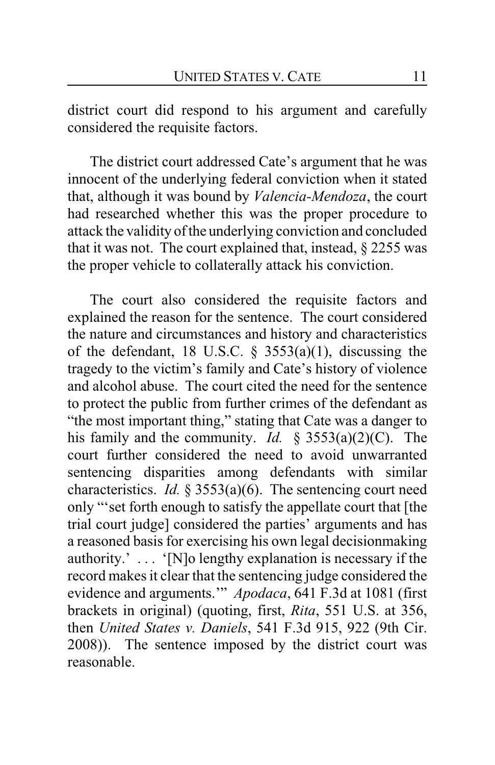district court did respond to his argument and carefully considered the requisite factors.

The district court addressed Cate's argument that he was innocent of the underlying federal conviction when it stated that, although it was bound by *Valencia-Mendoza*, the court had researched whether this was the proper procedure to attack the validity of the underlying conviction and concluded that it was not. The court explained that, instead, § 2255 was the proper vehicle to collaterally attack his conviction.

The court also considered the requisite factors and explained the reason for the sentence. The court considered the nature and circumstances and history and characteristics of the defendant, 18 U.S.C. § 3553(a)(1), discussing the tragedy to the victim's family and Cate's history of violence and alcohol abuse. The court cited the need for the sentence to protect the public from further crimes of the defendant as "the most important thing," stating that Cate was a danger to his family and the community. *Id.* § 3553(a)(2)(C). The court further considered the need to avoid unwarranted sentencing disparities among defendants with similar characteristics. *Id.* § 3553(a)(6). The sentencing court need only "'set forth enough to satisfy the appellate court that [the trial court judge] considered the parties' arguments and has a reasoned basis for exercising his own legal decisionmaking authority.' . . . '[N]o lengthy explanation is necessary if the record makes it clear that the sentencing judge considered the evidence and arguments.'" *Apodaca*, 641 F.3d at 1081 (first brackets in original) (quoting, first, *Rita*, 551 U.S. at 356, then *United States v. Daniels*, 541 F.3d 915, 922 (9th Cir. 2008)). The sentence imposed by the district court was reasonable.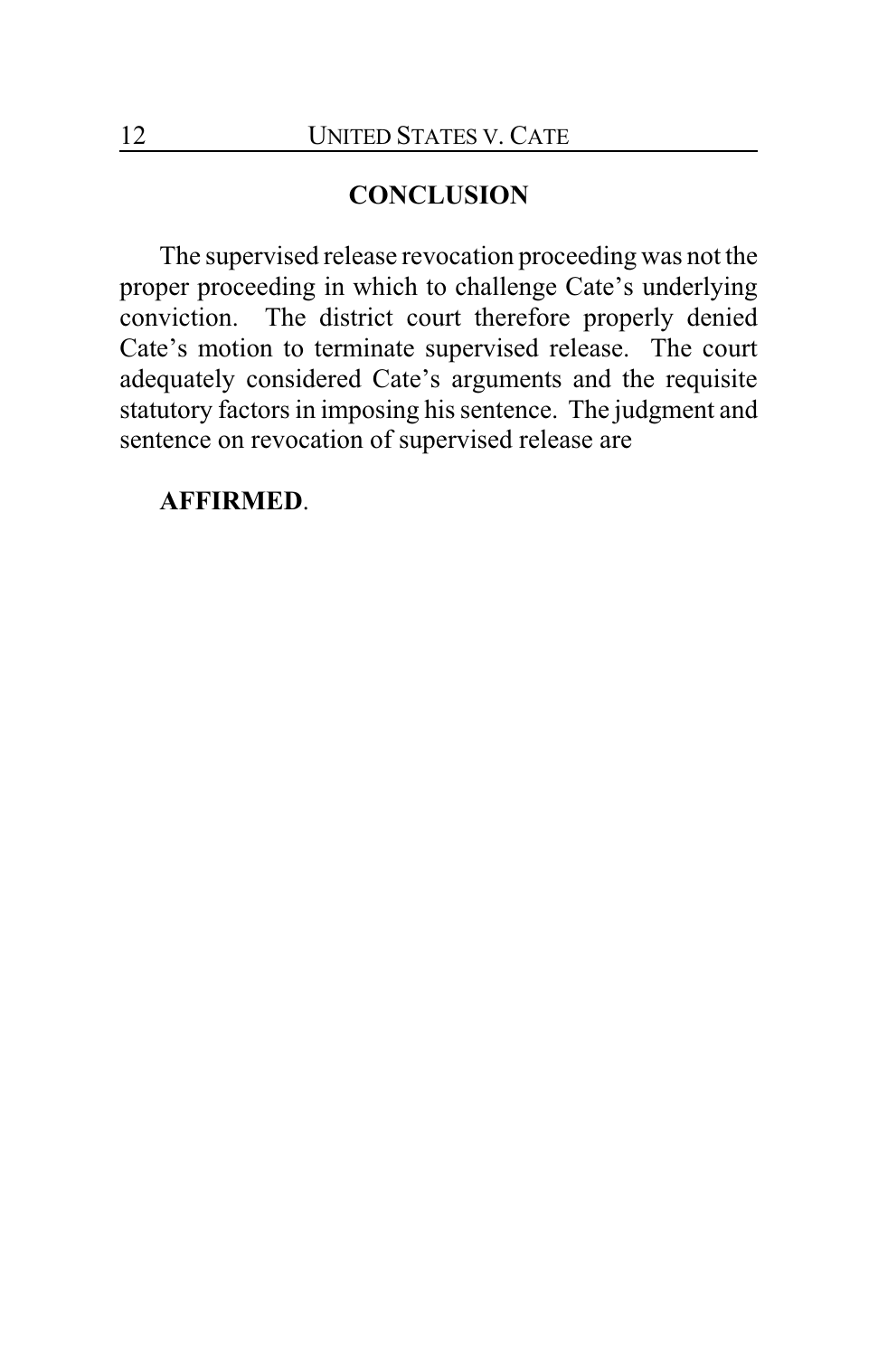## CONCLUSION

The supervised release revocation proceeding was not the proper proceeding in which to challenge Cate's underlying conviction. The district court therefore properly denied Cate's motion to terminate supervised release. The court adequately considered Cate's arguments and the requisite statutory factors in imposing his sentence. The judgment and sentence on revocation of supervised release are

**AFFIRMED**.